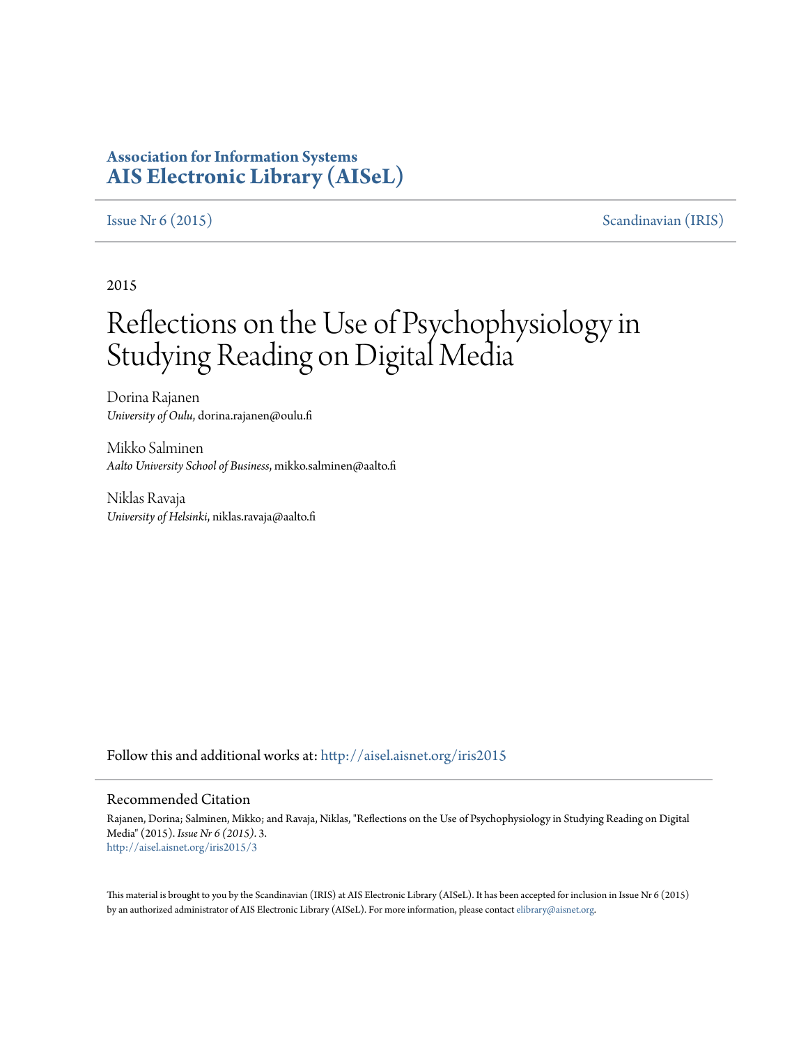**Association for Information Systems**
**AIS Electronic Library (AISeL)**

Issue Nr 6 (2015) | Scandinavian (IRIS)

2015

# Reflections on the Use of Psychophysiology in Studying Reading on Digital Media

Dorina Rajanen
*University of Oulu*, dorina.rajanen@oulu.fi

Mikko Salminen
*Aalto University School of Business*, mikko.salminen@aalto.fi

Niklas Ravaja
*University of Helsinki*, niklas.ravaja@aalto.fi

Follow this and additional works at: http://aisel.aisnet.org/iris2015

## Recommended Citation

Rajanen, Dorina; Salminen, Mikko; and Ravaja, Niklas, "Reflections on the Use of Psychophysiology in Studying Reading on Digital Media" (2015). *Issue Nr 6 (2015)*. 3.
http://aisel.aisnet.org/iris2015/3

This material is brought to you by the Scandinavian (IRIS) at AIS Electronic Library (AISeL). It has been accepted for inclusion in Issue Nr 6 (2015) by an authorized administrator of AIS Electronic Library (AISeL). For more information, please contact elibrary@aisnet.org.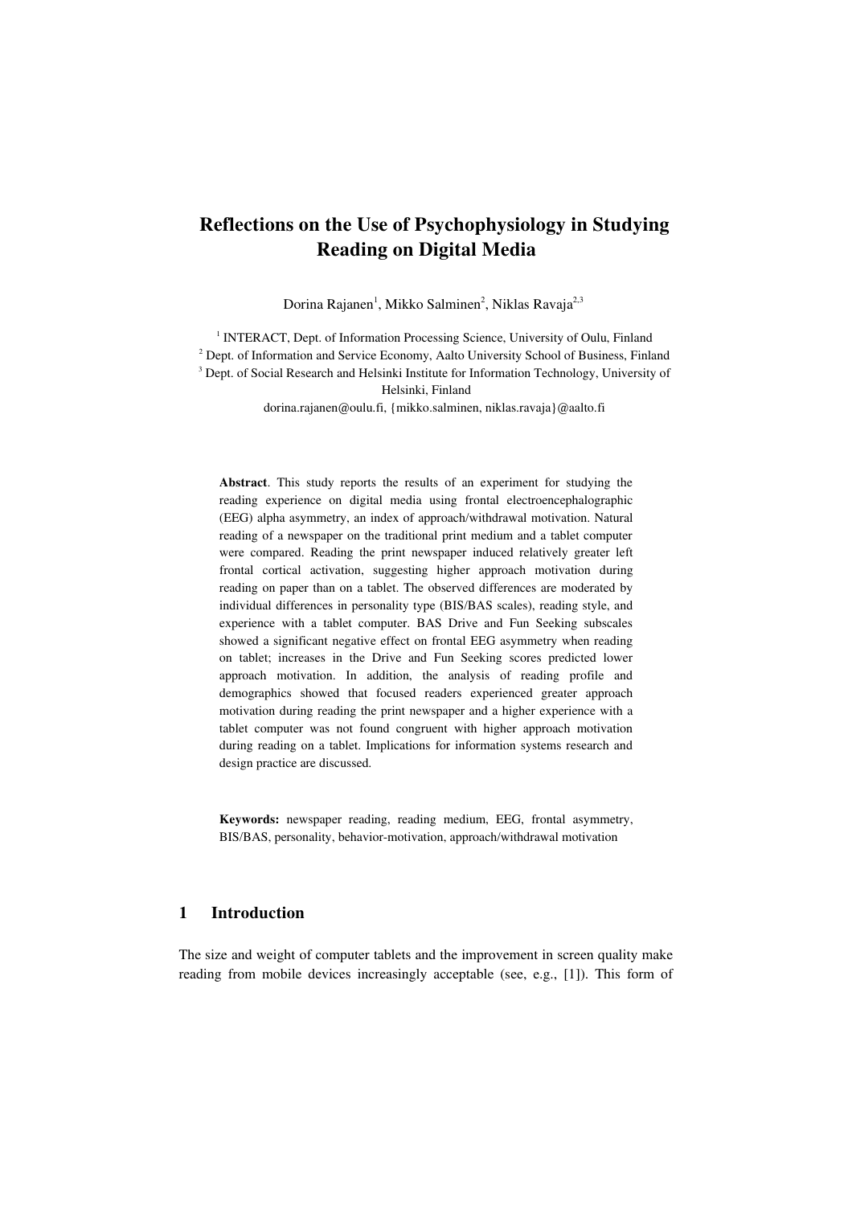# Reflections on the Use of Psychophysiology in Studying Reading on Digital Media

Dorina Rajanen[1], Mikko Salminen[2], Niklas Ravaja[2,3]

[1] INTERACT, Dept. of Information Processing Science, University of Oulu, Finland
[2] Dept. of Information and Service Economy, Aalto University School of Business, Finland
[3] Dept. of Social Research and Helsinki Institute for Information Technology, University of Helsinki, Finland

dorina.rajanen@oulu.fi, {mikko.salminen, niklas.ravaja}@aalto.fi

**Abstract**. This study reports the results of an experiment for studying the reading experience on digital media using frontal electroencephalographic (EEG) alpha asymmetry, an index of approach/withdrawal motivation. Natural reading of a newspaper on the traditional print medium and a tablet computer were compared. Reading the print newspaper induced relatively greater left frontal cortical activation, suggesting higher approach motivation during reading on paper than on a tablet. The observed differences are moderated by individual differences in personality type (BIS/BAS scales), reading style, and experience with a tablet computer. BAS Drive and Fun Seeking subscales showed a significant negative effect on frontal EEG asymmetry when reading on tablet; increases in the Drive and Fun Seeking scores predicted lower approach motivation. In addition, the analysis of reading profile and demographics showed that focused readers experienced greater approach motivation during reading the print newspaper and a higher experience with a tablet computer was not found congruent with higher approach motivation during reading on a tablet. Implications for information systems research and design practice are discussed.

**Keywords:** newspaper reading, reading medium, EEG, frontal asymmetry, BIS/BAS, personality, behavior-motivation, approach/withdrawal motivation

## 1 Introduction

The size and weight of computer tablets and the improvement in screen quality make reading from mobile devices increasingly acceptable (see, e.g., [1]). This form of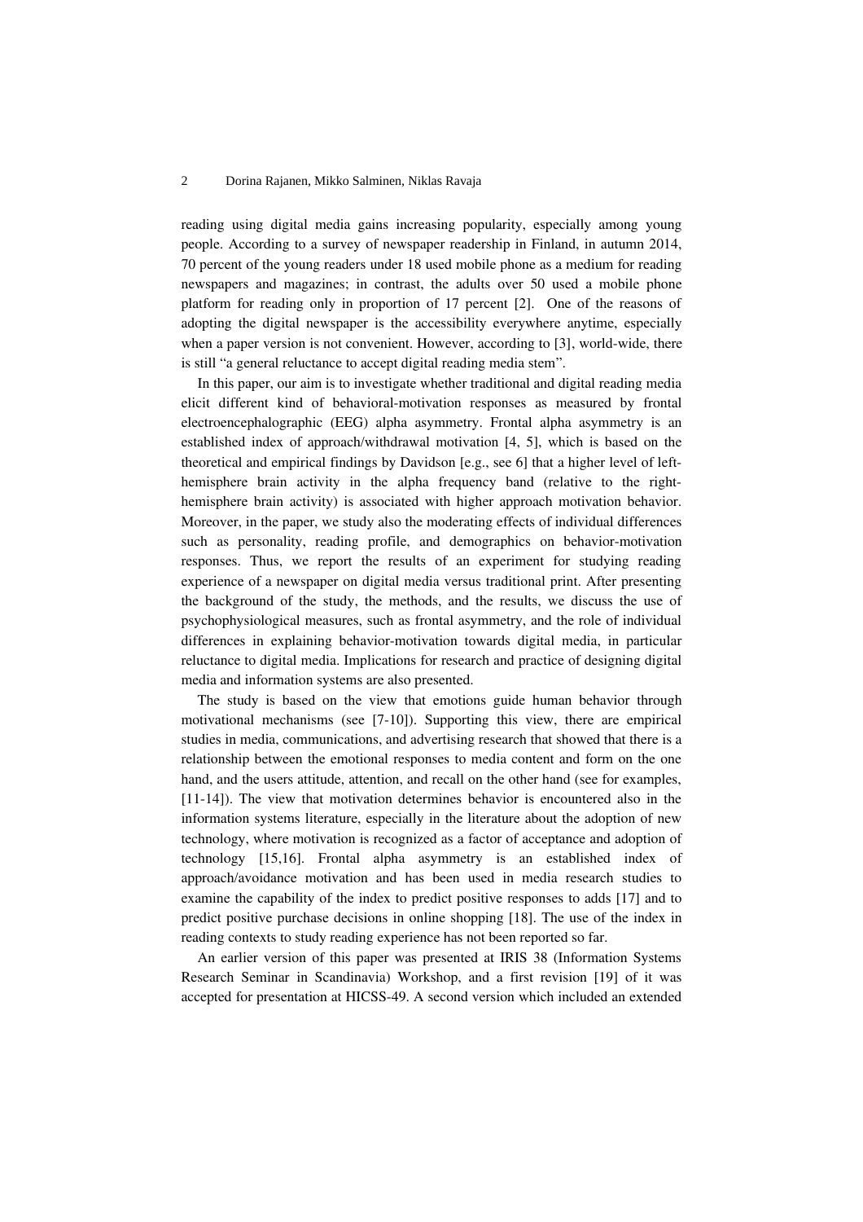reading using digital media gains increasing popularity, especially among young people. According to a survey of newspaper readership in Finland, in autumn 2014, 70 percent of the young readers under 18 used mobile phone as a medium for reading newspapers and magazines; in contrast, the adults over 50 used a mobile phone platform for reading only in proportion of 17 percent [2]. One of the reasons of adopting the digital newspaper is the accessibility everywhere anytime, especially when a paper version is not convenient. However, according to [3], world-wide, there is still "a general reluctance to accept digital reading media stem".

In this paper, our aim is to investigate whether traditional and digital reading media elicit different kind of behavioral-motivation responses as measured by frontal electroencephalographic (EEG) alpha asymmetry. Frontal alpha asymmetry is an established index of approach/withdrawal motivation [4, 5], which is based on the theoretical and empirical findings by Davidson [e.g., see 6] that a higher level of left-hemisphere brain activity in the alpha frequency band (relative to the right-hemisphere brain activity) is associated with higher approach motivation behavior. Moreover, in the paper, we study also the moderating effects of individual differences such as personality, reading profile, and demographics on behavior-motivation responses. Thus, we report the results of an experiment for studying reading experience of a newspaper on digital media versus traditional print. After presenting the background of the study, the methods, and the results, we discuss the use of psychophysiological measures, such as frontal asymmetry, and the role of individual differences in explaining behavior-motivation towards digital media, in particular reluctance to digital media. Implications for research and practice of designing digital media and information systems are also presented.

The study is based on the view that emotions guide human behavior through motivational mechanisms (see [7-10]). Supporting this view, there are empirical studies in media, communications, and advertising research that showed that there is a relationship between the emotional responses to media content and form on the one hand, and the users attitude, attention, and recall on the other hand (see for examples, [11-14]). The view that motivation determines behavior is encountered also in the information systems literature, especially in the literature about the adoption of new technology, where motivation is recognized as a factor of acceptance and adoption of technology [15,16]. Frontal alpha asymmetry is an established index of approach/avoidance motivation and has been used in media research studies to examine the capability of the index to predict positive responses to adds [17] and to predict positive purchase decisions in online shopping [18]. The use of the index in reading contexts to study reading experience has not been reported so far.

An earlier version of this paper was presented at IRIS 38 (Information Systems Research Seminar in Scandinavia) Workshop, and a first revision [19] of it was accepted for presentation at HICSS-49. A second version which included an extended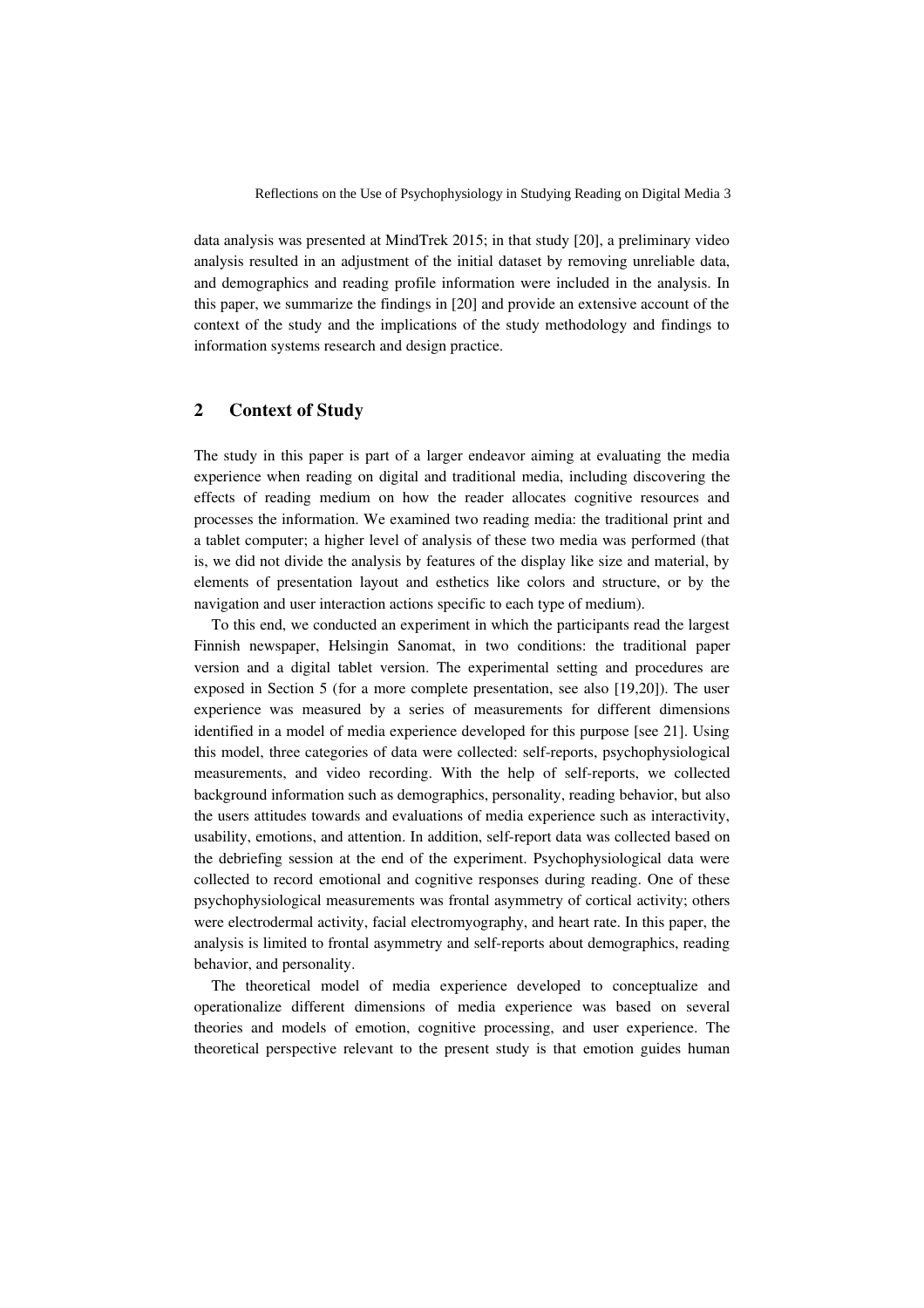data analysis was presented at MindTrek 2015; in that study [20], a preliminary video analysis resulted in an adjustment of the initial dataset by removing unreliable data, and demographics and reading profile information were included in the analysis. In this paper, we summarize the findings in [20] and provide an extensive account of the context of the study and the implications of the study methodology and findings to information systems research and design practice.

## 2 Context of Study

The study in this paper is part of a larger endeavor aiming at evaluating the media experience when reading on digital and traditional media, including discovering the effects of reading medium on how the reader allocates cognitive resources and processes the information. We examined two reading media: the traditional print and a tablet computer; a higher level of analysis of these two media was performed (that is, we did not divide the analysis by features of the display like size and material, by elements of presentation layout and esthetics like colors and structure, or by the navigation and user interaction actions specific to each type of medium).

To this end, we conducted an experiment in which the participants read the largest Finnish newspaper, Helsingin Sanomat, in two conditions: the traditional paper version and a digital tablet version. The experimental setting and procedures are exposed in Section 5 (for a more complete presentation, see also [19,20]). The user experience was measured by a series of measurements for different dimensions identified in a model of media experience developed for this purpose [see 21]. Using this model, three categories of data were collected: self-reports, psychophysiological measurements, and video recording. With the help of self-reports, we collected background information such as demographics, personality, reading behavior, but also the users attitudes towards and evaluations of media experience such as interactivity, usability, emotions, and attention. In addition, self-report data was collected based on the debriefing session at the end of the experiment. Psychophysiological data were collected to record emotional and cognitive responses during reading. One of these psychophysiological measurements was frontal asymmetry of cortical activity; others were electrodermal activity, facial electromyography, and heart rate. In this paper, the analysis is limited to frontal asymmetry and self-reports about demographics, reading behavior, and personality.

The theoretical model of media experience developed to conceptualize and operationalize different dimensions of media experience was based on several theories and models of emotion, cognitive processing, and user experience. The theoretical perspective relevant to the present study is that emotion guides human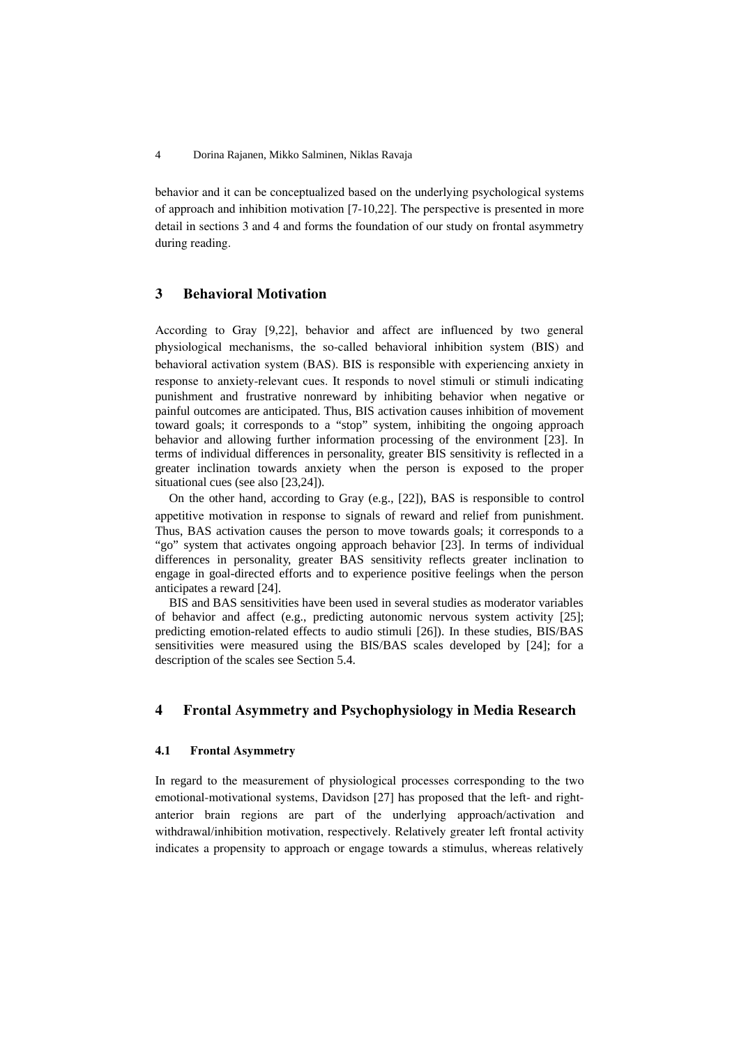behavior and it can be conceptualized based on the underlying psychological systems of approach and inhibition motivation [7-10,22]. The perspective is presented in more detail in sections 3 and 4 and forms the foundation of our study on frontal asymmetry during reading.

## 3 Behavioral Motivation

According to Gray [9,22], behavior and affect are influenced by two general physiological mechanisms, the so-called behavioral inhibition system (BIS) and behavioral activation system (BAS). BIS is responsible with experiencing anxiety in response to anxiety-relevant cues. It responds to novel stimuli or stimuli indicating punishment and frustrative nonreward by inhibiting behavior when negative or painful outcomes are anticipated. Thus, BIS activation causes inhibition of movement toward goals; it corresponds to a "stop" system, inhibiting the ongoing approach behavior and allowing further information processing of the environment [23]. In terms of individual differences in personality, greater BIS sensitivity is reflected in a greater inclination towards anxiety when the person is exposed to the proper situational cues (see also [23,24]).

On the other hand, according to Gray (e.g., [22]), BAS is responsible to control appetitive motivation in response to signals of reward and relief from punishment. Thus, BAS activation causes the person to move towards goals; it corresponds to a "go" system that activates ongoing approach behavior [23]. In terms of individual differences in personality, greater BAS sensitivity reflects greater inclination to engage in goal-directed efforts and to experience positive feelings when the person anticipates a reward [24].

BIS and BAS sensitivities have been used in several studies as moderator variables of behavior and affect (e.g., predicting autonomic nervous system activity [25]; predicting emotion-related effects to audio stimuli [26]). In these studies, BIS/BAS sensitivities were measured using the BIS/BAS scales developed by [24]; for a description of the scales see Section 5.4.

## 4 Frontal Asymmetry and Psychophysiology in Media Research

### 4.1 Frontal Asymmetry

In regard to the measurement of physiological processes corresponding to the two emotional-motivational systems, Davidson [27] has proposed that the left- and right-anterior brain regions are part of the underlying approach/activation and withdrawal/inhibition motivation, respectively. Relatively greater left frontal activity indicates a propensity to approach or engage towards a stimulus, whereas relatively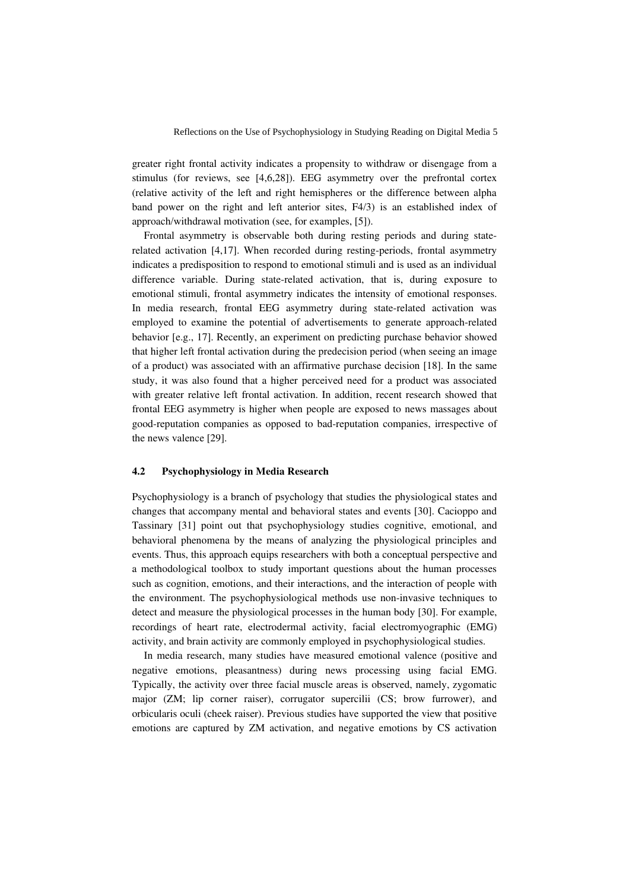greater right frontal activity indicates a propensity to withdraw or disengage from a stimulus (for reviews, see [4,6,28]). EEG asymmetry over the prefrontal cortex (relative activity of the left and right hemispheres or the difference between alpha band power on the right and left anterior sites, F4/3) is an established index of approach/withdrawal motivation (see, for examples, [5]).

Frontal asymmetry is observable both during resting periods and during state-related activation [4,17]. When recorded during resting-periods, frontal asymmetry indicates a predisposition to respond to emotional stimuli and is used as an individual difference variable. During state-related activation, that is, during exposure to emotional stimuli, frontal asymmetry indicates the intensity of emotional responses. In media research, frontal EEG asymmetry during state-related activation was employed to examine the potential of advertisements to generate approach-related behavior [e.g., 17]. Recently, an experiment on predicting purchase behavior showed that higher left frontal activation during the predecision period (when seeing an image of a product) was associated with an affirmative purchase decision [18]. In the same study, it was also found that a higher perceived need for a product was associated with greater relative left frontal activation. In addition, recent research showed that frontal EEG asymmetry is higher when people are exposed to news massages about good-reputation companies as opposed to bad-reputation companies, irrespective of the news valence [29].

### 4.2 Psychophysiology in Media Research

Psychophysiology is a branch of psychology that studies the physiological states and changes that accompany mental and behavioral states and events [30]. Cacioppo and Tassinary [31] point out that psychophysiology studies cognitive, emotional, and behavioral phenomena by the means of analyzing the physiological principles and events. Thus, this approach equips researchers with both a conceptual perspective and a methodological toolbox to study important questions about the human processes such as cognition, emotions, and their interactions, and the interaction of people with the environment. The psychophysiological methods use non-invasive techniques to detect and measure the physiological processes in the human body [30]. For example, recordings of heart rate, electrodermal activity, facial electromyographic (EMG) activity, and brain activity are commonly employed in psychophysiological studies.

In media research, many studies have measured emotional valence (positive and negative emotions, pleasantness) during news processing using facial EMG. Typically, the activity over three facial muscle areas is observed, namely, zygomatic major (ZM; lip corner raiser), corrugator supercilii (CS; brow furrower), and orbicularis oculi (cheek raiser). Previous studies have supported the view that positive emotions are captured by ZM activation, and negative emotions by CS activation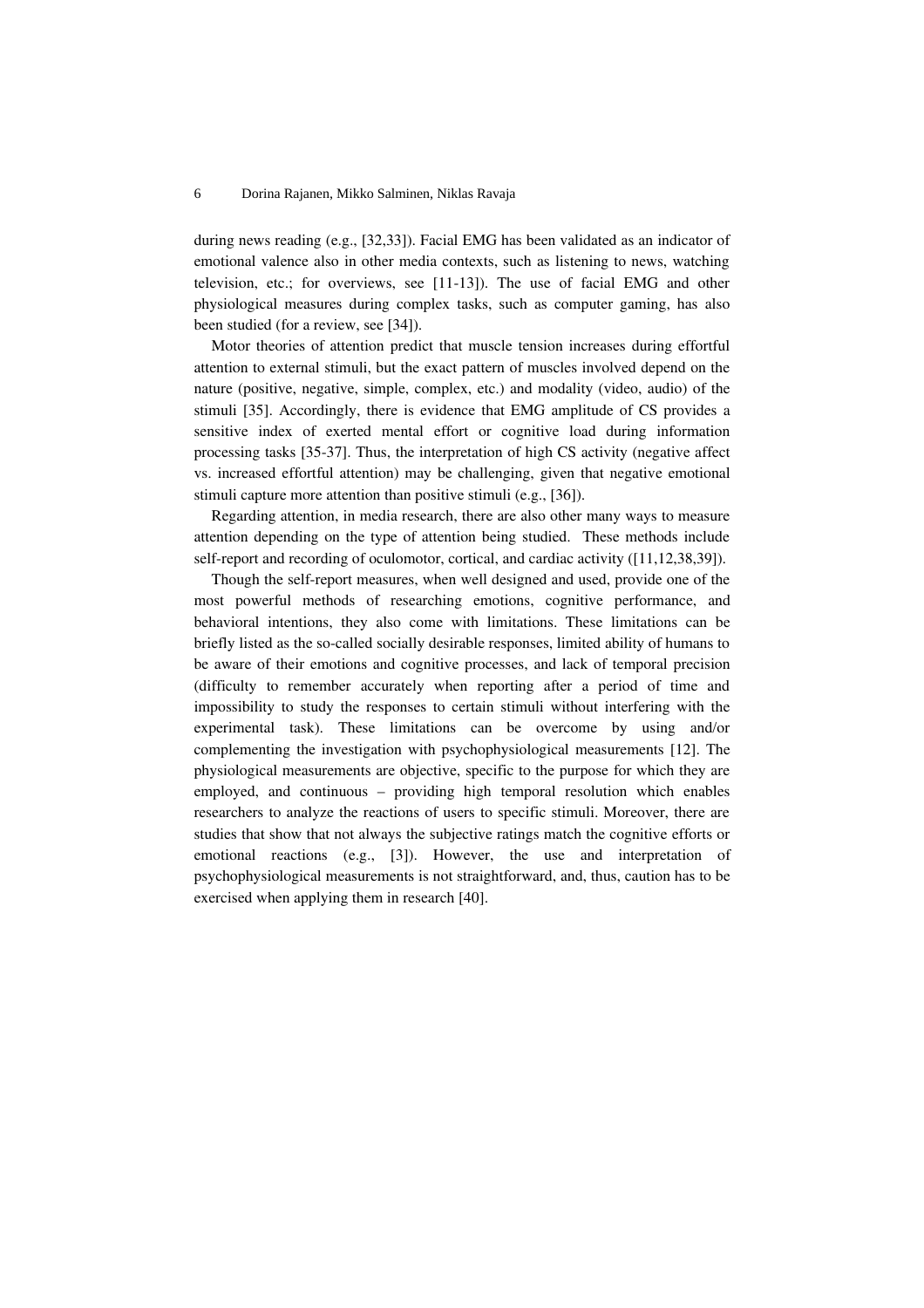during news reading (e.g., [32,33]). Facial EMG has been validated as an indicator of emotional valence also in other media contexts, such as listening to news, watching television, etc.; for overviews, see [11-13]). The use of facial EMG and other physiological measures during complex tasks, such as computer gaming, has also been studied (for a review, see [34]).

Motor theories of attention predict that muscle tension increases during effortful attention to external stimuli, but the exact pattern of muscles involved depend on the nature (positive, negative, simple, complex, etc.) and modality (video, audio) of the stimuli [35]. Accordingly, there is evidence that EMG amplitude of CS provides a sensitive index of exerted mental effort or cognitive load during information processing tasks [35-37]. Thus, the interpretation of high CS activity (negative affect vs. increased effortful attention) may be challenging, given that negative emotional stimuli capture more attention than positive stimuli (e.g., [36]).

Regarding attention, in media research, there are also other many ways to measure attention depending on the type of attention being studied. These methods include self-report and recording of oculomotor, cortical, and cardiac activity ([11,12,38,39]).

Though the self-report measures, when well designed and used, provide one of the most powerful methods of researching emotions, cognitive performance, and behavioral intentions, they also come with limitations. These limitations can be briefly listed as the so-called socially desirable responses, limited ability of humans to be aware of their emotions and cognitive processes, and lack of temporal precision (difficulty to remember accurately when reporting after a period of time and impossibility to study the responses to certain stimuli without interfering with the experimental task). These limitations can be overcome by using and/or complementing the investigation with psychophysiological measurements [12]. The physiological measurements are objective, specific to the purpose for which they are employed, and continuous – providing high temporal resolution which enables researchers to analyze the reactions of users to specific stimuli. Moreover, there are studies that show that not always the subjective ratings match the cognitive efforts or emotional reactions (e.g., [3]). However, the use and interpretation of psychophysiological measurements is not straightforward, and, thus, caution has to be exercised when applying them in research [40].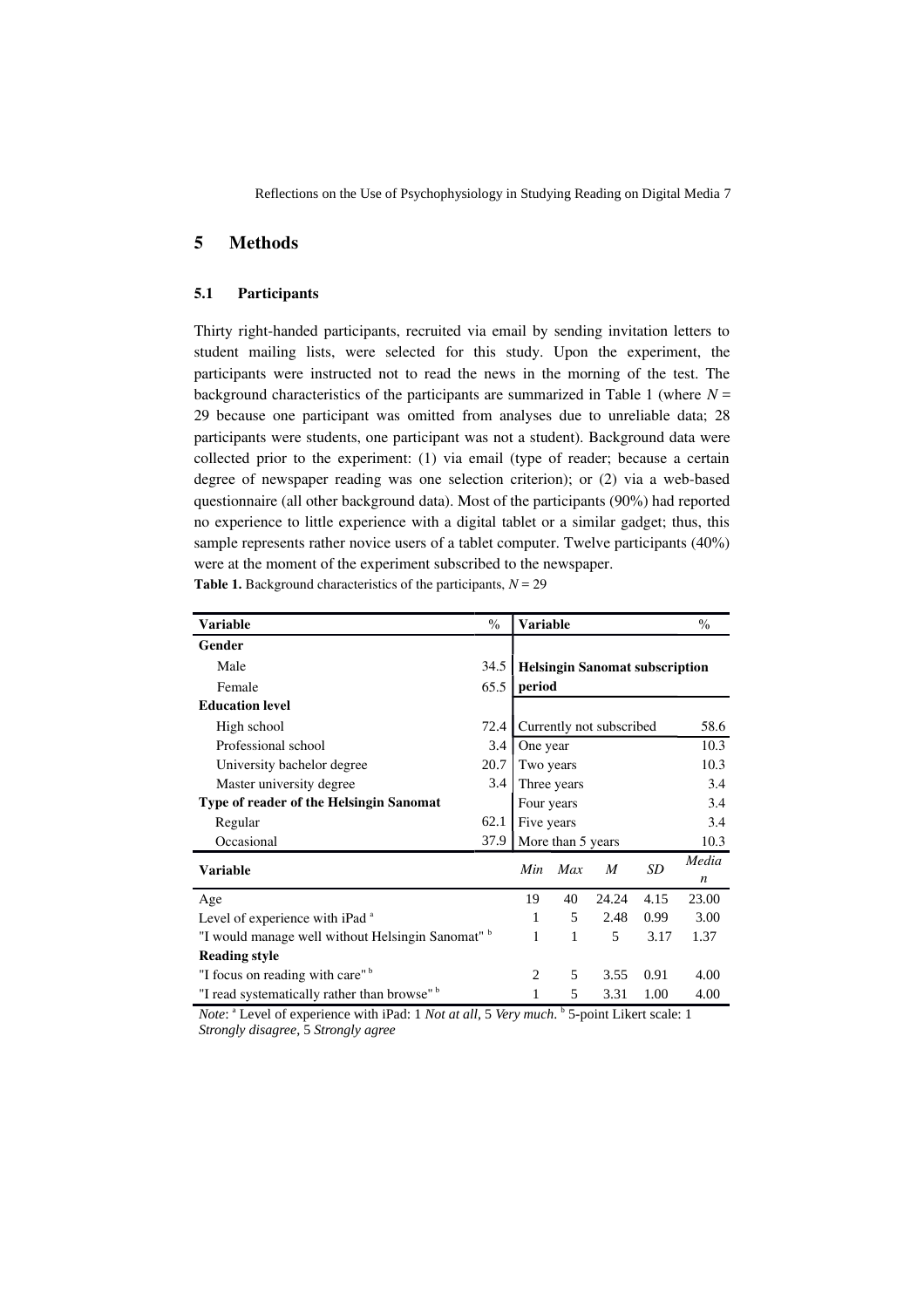## 5 Methods

### 5.1 Participants

Thirty right-handed participants, recruited via email by sending invitation letters to student mailing lists, were selected for this study. Upon the experiment, the participants were instructed not to read the news in the morning of the test. The background characteristics of the participants are summarized in Table 1 (where $N$ = 29 because one participant was omitted from analyses due to unreliable data; 28 participants were students, one participant was not a student). Background data were collected prior to the experiment: (1) via email (type of reader; because a certain degree of newspaper reading was one selection criterion); or (2) via a web-based questionnaire (all other background data). Most of the participants (90%) had reported no experience to little experience with a digital tablet or a similar gadget; thus, this sample represents rather novice users of a tablet computer. Twelve participants (40%) were at the moment of the experiment subscribed to the newspaper.

**Table 1.** Background characteristics of the participants, $N$ = 29

| Variable | % | Variable | % |
|---|---|---|---|
| **Gender** | | | |
| Male | 34.5 | **Helsingin Sanomat subscription period** | |
| Female | 65.5 | | |
| **Education level** | | | |
| High school | 72.4 | Currently not subscribed | 58.6 |
| Professional school | 3.4 | One year | 10.3 |
| University bachelor degree | 20.7 | Two years | 10.3 |
| Master university degree | 3.4 | Three years | 3.4 |
| **Type of reader of the Helsingin Sanomat** | | Four years | 3.4 |
| Regular | 62.1 | Five years | 3.4 |
| Occasional | 37.9 | More than 5 years | 10.3 |

| Variable | *Min* | *Max* | *M* | *SD* | *Median* |
|---|---|---|---|---|---|
| Age | 19 | 40 | 24.24 | 4.15 | 23.00 |
| Level of experience with iPad [a] | 1 | 5 | 2.48 | 0.99 | 3.00 |
| "I would manage well without Helsingin Sanomat" [b] | 1 | 1 | 5 | 3.17 | 1.37 |
| **Reading style** | | | | | |
| "I focus on reading with care" [b] | 2 | 5 | 3.55 | 0.91 | 4.00 |
| "I read systematically rather than browse" [b] | 1 | 5 | 3.31 | 1.00 | 4.00 |

*Note*: [a] Level of experience with iPad: 1 *Not at all*, 5 *Very much*. [b] 5-point Likert scale: 1 *Strongly disagree*, 5 *Strongly agree*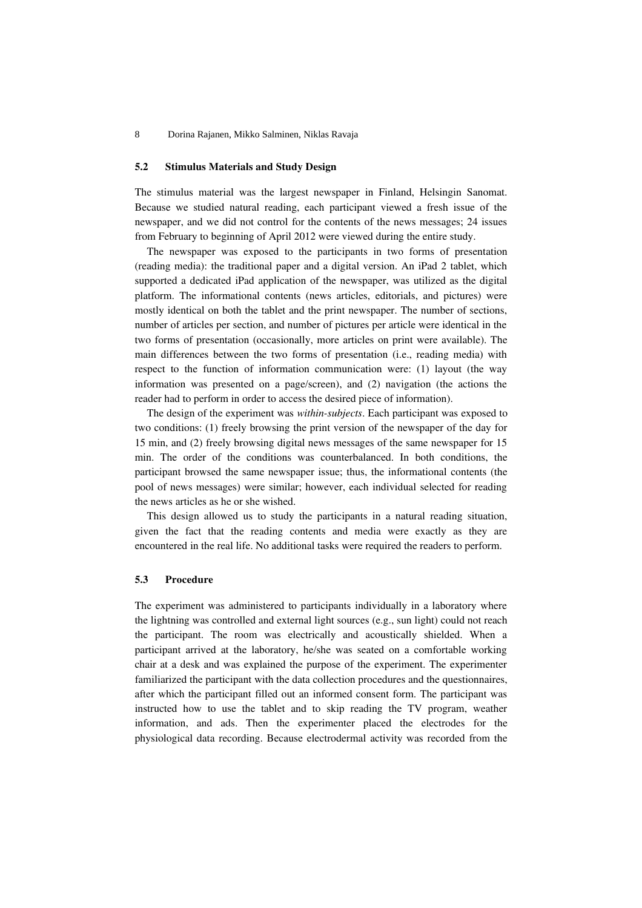### 5.2 Stimulus Materials and Study Design

The stimulus material was the largest newspaper in Finland, Helsingin Sanomat. Because we studied natural reading, each participant viewed a fresh issue of the newspaper, and we did not control for the contents of the news messages; 24 issues from February to beginning of April 2012 were viewed during the entire study.

The newspaper was exposed to the participants in two forms of presentation (reading media): the traditional paper and a digital version. An iPad 2 tablet, which supported a dedicated iPad application of the newspaper, was utilized as the digital platform. The informational contents (news articles, editorials, and pictures) were mostly identical on both the tablet and the print newspaper. The number of sections, number of articles per section, and number of pictures per article were identical in the two forms of presentation (occasionally, more articles on print were available). The main differences between the two forms of presentation (i.e., reading media) with respect to the function of information communication were: (1) layout (the way information was presented on a page/screen), and (2) navigation (the actions the reader had to perform in order to access the desired piece of information).

The design of the experiment was *within-subjects*. Each participant was exposed to two conditions: (1) freely browsing the print version of the newspaper of the day for 15 min, and (2) freely browsing digital news messages of the same newspaper for 15 min. The order of the conditions was counterbalanced. In both conditions, the participant browsed the same newspaper issue; thus, the informational contents (the pool of news messages) were similar; however, each individual selected for reading the news articles as he or she wished.

This design allowed us to study the participants in a natural reading situation, given the fact that the reading contents and media were exactly as they are encountered in the real life. No additional tasks were required the readers to perform.

### 5.3 Procedure

The experiment was administered to participants individually in a laboratory where the lightning was controlled and external light sources (e.g., sun light) could not reach the participant. The room was electrically and acoustically shielded. When a participant arrived at the laboratory, he/she was seated on a comfortable working chair at a desk and was explained the purpose of the experiment. The experimenter familiarized the participant with the data collection procedures and the questionnaires, after which the participant filled out an informed consent form. The participant was instructed how to use the tablet and to skip reading the TV program, weather information, and ads. Then the experimenter placed the electrodes for the physiological data recording. Because electrodermal activity was recorded from the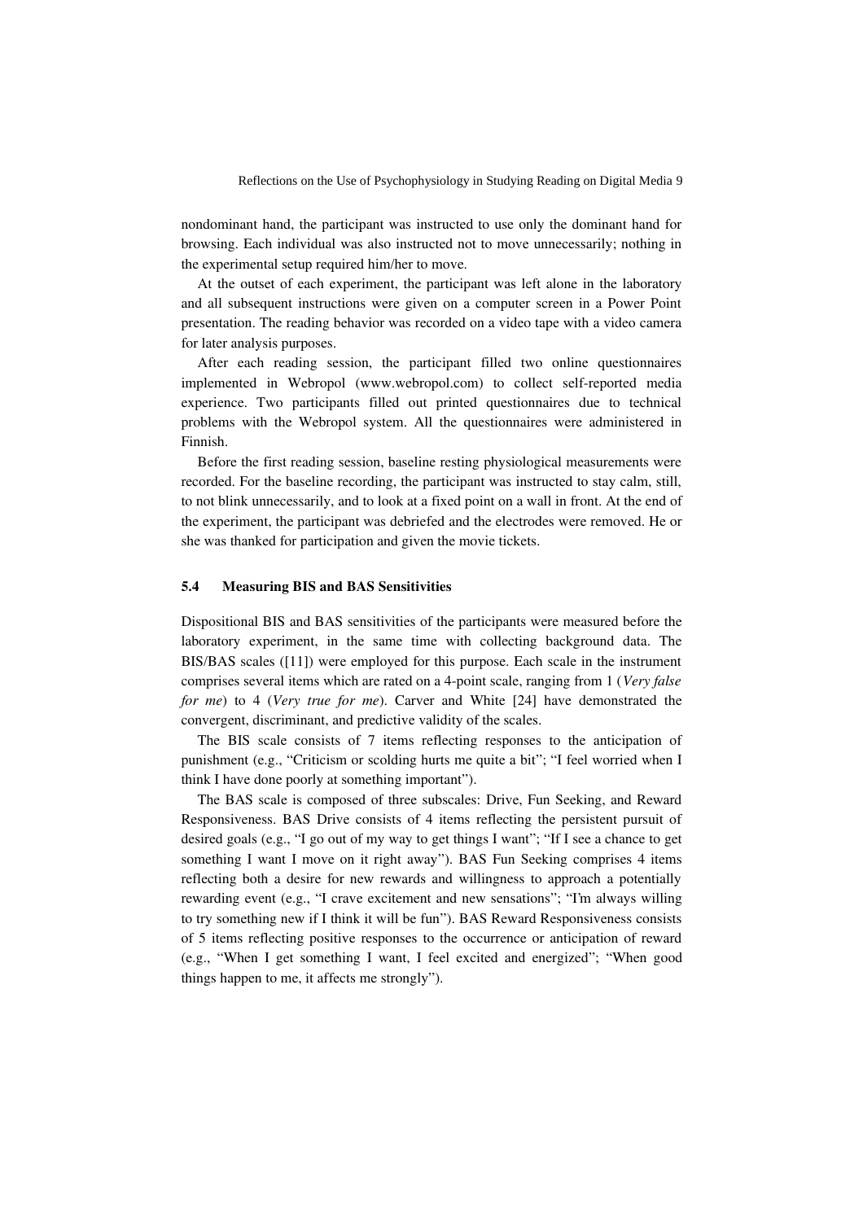nondominant hand, the participant was instructed to use only the dominant hand for browsing. Each individual was also instructed not to move unnecessarily; nothing in the experimental setup required him/her to move.

At the outset of each experiment, the participant was left alone in the laboratory and all subsequent instructions were given on a computer screen in a Power Point presentation. The reading behavior was recorded on a video tape with a video camera for later analysis purposes.

After each reading session, the participant filled two online questionnaires implemented in Webropol (www.webropol.com) to collect self-reported media experience. Two participants filled out printed questionnaires due to technical problems with the Webropol system. All the questionnaires were administered in Finnish.

Before the first reading session, baseline resting physiological measurements were recorded. For the baseline recording, the participant was instructed to stay calm, still, to not blink unnecessarily, and to look at a fixed point on a wall in front. At the end of the experiment, the participant was debriefed and the electrodes were removed. He or she was thanked for participation and given the movie tickets.

### 5.4 Measuring BIS and BAS Sensitivities

Dispositional BIS and BAS sensitivities of the participants were measured before the laboratory experiment, in the same time with collecting background data. The BIS/BAS scales ([11]) were employed for this purpose. Each scale in the instrument comprises several items which are rated on a 4-point scale, ranging from 1 (*Very false for me*) to 4 (*Very true for me*). Carver and White [24] have demonstrated the convergent, discriminant, and predictive validity of the scales.

The BIS scale consists of 7 items reflecting responses to the anticipation of punishment (e.g., "Criticism or scolding hurts me quite a bit"; "I feel worried when I think I have done poorly at something important").

The BAS scale is composed of three subscales: Drive, Fun Seeking, and Reward Responsiveness. BAS Drive consists of 4 items reflecting the persistent pursuit of desired goals (e.g., "I go out of my way to get things I want"; "If I see a chance to get something I want I move on it right away"). BAS Fun Seeking comprises 4 items reflecting both a desire for new rewards and willingness to approach a potentially rewarding event (e.g., "I crave excitement and new sensations"; "I'm always willing to try something new if I think it will be fun"). BAS Reward Responsiveness consists of 5 items reflecting positive responses to the occurrence or anticipation of reward (e.g., "When I get something I want, I feel excited and energized"; "When good things happen to me, it affects me strongly").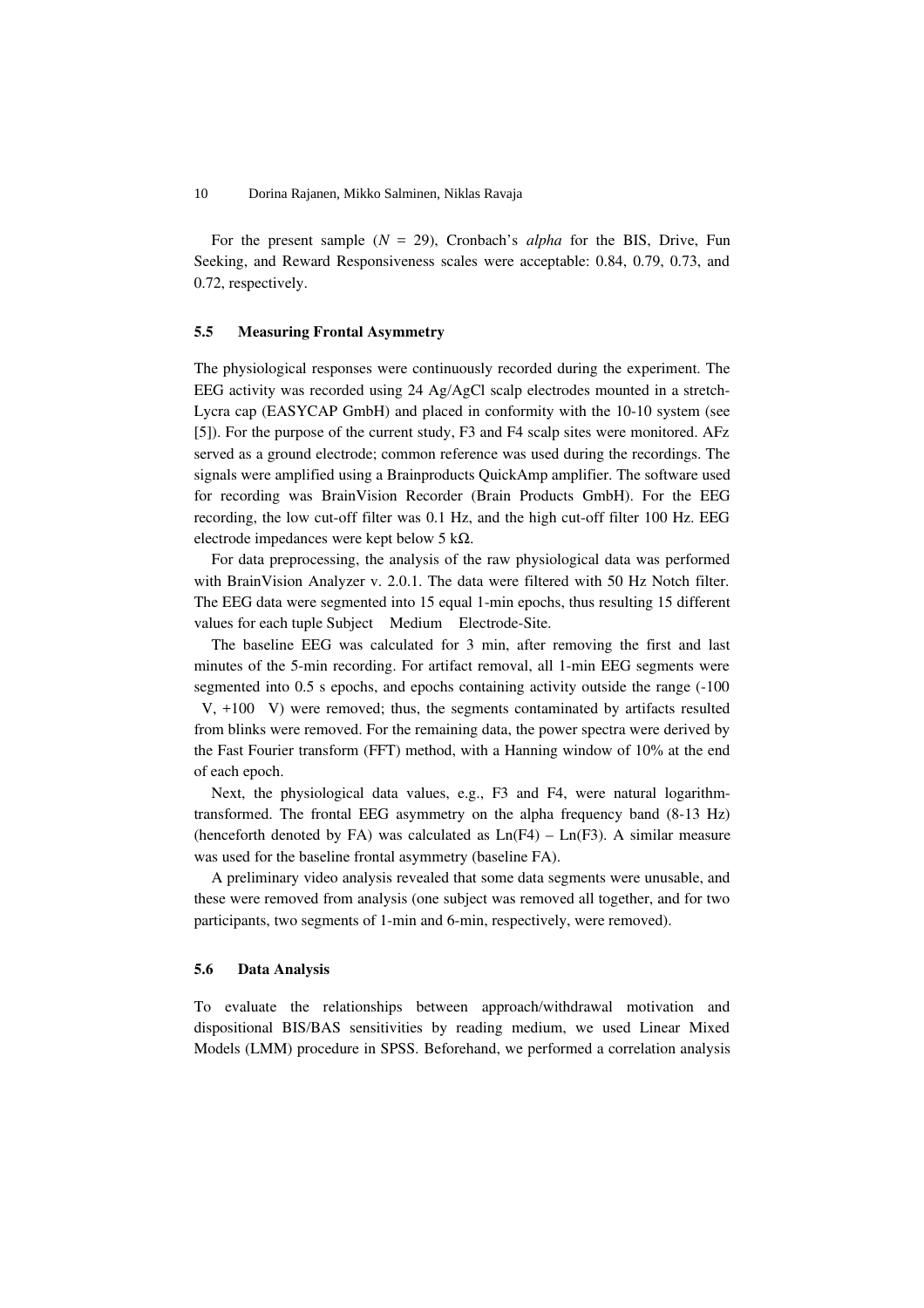For the present sample ($N$ = 29), Cronbach's *alpha* for the BIS, Drive, Fun Seeking, and Reward Responsiveness scales were acceptable: 0.84, 0.79, 0.73, and 0.72, respectively.

### 5.5 Measuring Frontal Asymmetry

The physiological responses were continuously recorded during the experiment. The EEG activity was recorded using 24 Ag/AgCl scalp electrodes mounted in a stretch-Lycra cap (EASYCAP GmbH) and placed in conformity with the 10-10 system (see [5]). For the purpose of the current study, F3 and F4 scalp sites were monitored. AFz served as a ground electrode; common reference was used during the recordings. The signals were amplified using a Brainproducts QuickAmp amplifier. The software used for recording was BrainVision Recorder (Brain Products GmbH). For the EEG recording, the low cut-off filter was 0.1 Hz, and the high cut-off filter 100 Hz. EEG electrode impedances were kept below 5 kΩ.

For data preprocessing, the analysis of the raw physiological data was performed with BrainVision Analyzer v. 2.0.1. The data were filtered with 50 Hz Notch filter. The EEG data were segmented into 15 equal 1-min epochs, thus resulting 15 different values for each tuple Subject Medium Electrode-Site.

The baseline EEG was calculated for 3 min, after removing the first and last minutes of the 5-min recording. For artifact removal, all 1-min EEG segments were segmented into 0.5 s epochs, and epochs containing activity outside the range (-100 V, +100 V) were removed; thus, the segments contaminated by artifacts resulted from blinks were removed. For the remaining data, the power spectra were derived by the Fast Fourier transform (FFT) method, with a Hanning window of 10% at the end of each epoch.

Next, the physiological data values, e.g., F3 and F4, were natural logarithm-transformed. The frontal EEG asymmetry on the alpha frequency band (8-13 Hz) (henceforth denoted by FA) was calculated as Ln(F4) – Ln(F3). A similar measure was used for the baseline frontal asymmetry (baseline FA).

A preliminary video analysis revealed that some data segments were unusable, and these were removed from analysis (one subject was removed all together, and for two participants, two segments of 1-min and 6-min, respectively, were removed).

### 5.6 Data Analysis

To evaluate the relationships between approach/withdrawal motivation and dispositional BIS/BAS sensitivities by reading medium, we used Linear Mixed Models (LMM) procedure in SPSS. Beforehand, we performed a correlation analysis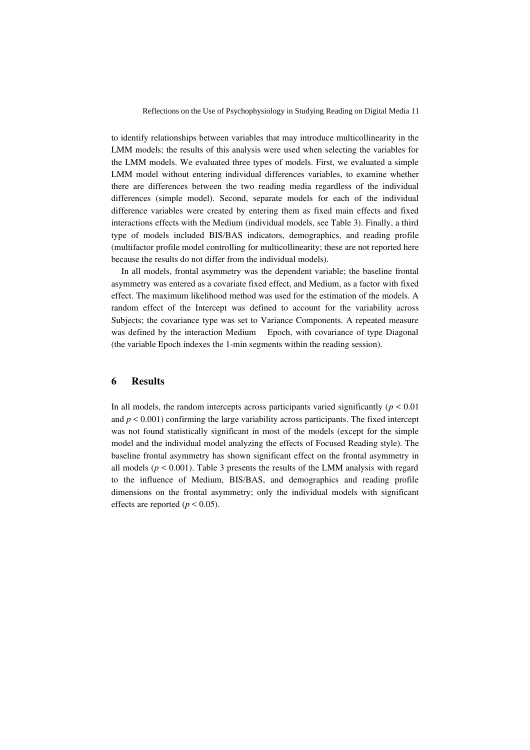to identify relationships between variables that may introduce multicollinearity in the LMM models; the results of this analysis were used when selecting the variables for the LMM models. We evaluated three types of models. First, we evaluated a simple LMM model without entering individual differences variables, to examine whether there are differences between the two reading media regardless of the individual differences (simple model). Second, separate models for each of the individual difference variables were created by entering them as fixed main effects and fixed interactions effects with the Medium (individual models, see Table 3). Finally, a third type of models included BIS/BAS indicators, demographics, and reading profile (multifactor profile model controlling for multicollinearity; these are not reported here because the results do not differ from the individual models).

In all models, frontal asymmetry was the dependent variable; the baseline frontal asymmetry was entered as a covariate fixed effect, and Medium, as a factor with fixed effect. The maximum likelihood method was used for the estimation of the models. A random effect of the Intercept was defined to account for the variability across Subjects; the covariance type was set to Variance Components. A repeated measure was defined by the interaction Medium Epoch, with covariance of type Diagonal (the variable Epoch indexes the 1-min segments within the reading session).

## 6 Results

In all models, the random intercepts across participants varied significantly ($p < 0.01$ and $p < 0.001$) confirming the large variability across participants. The fixed intercept was not found statistically significant in most of the models (except for the simple model and the individual model analyzing the effects of Focused Reading style). The baseline frontal asymmetry has shown significant effect on the frontal asymmetry in all models ($p < 0.001$). Table 3 presents the results of the LMM analysis with regard to the influence of Medium, BIS/BAS, and demographics and reading profile dimensions on the frontal asymmetry; only the individual models with significant effects are reported ($p < 0.05$).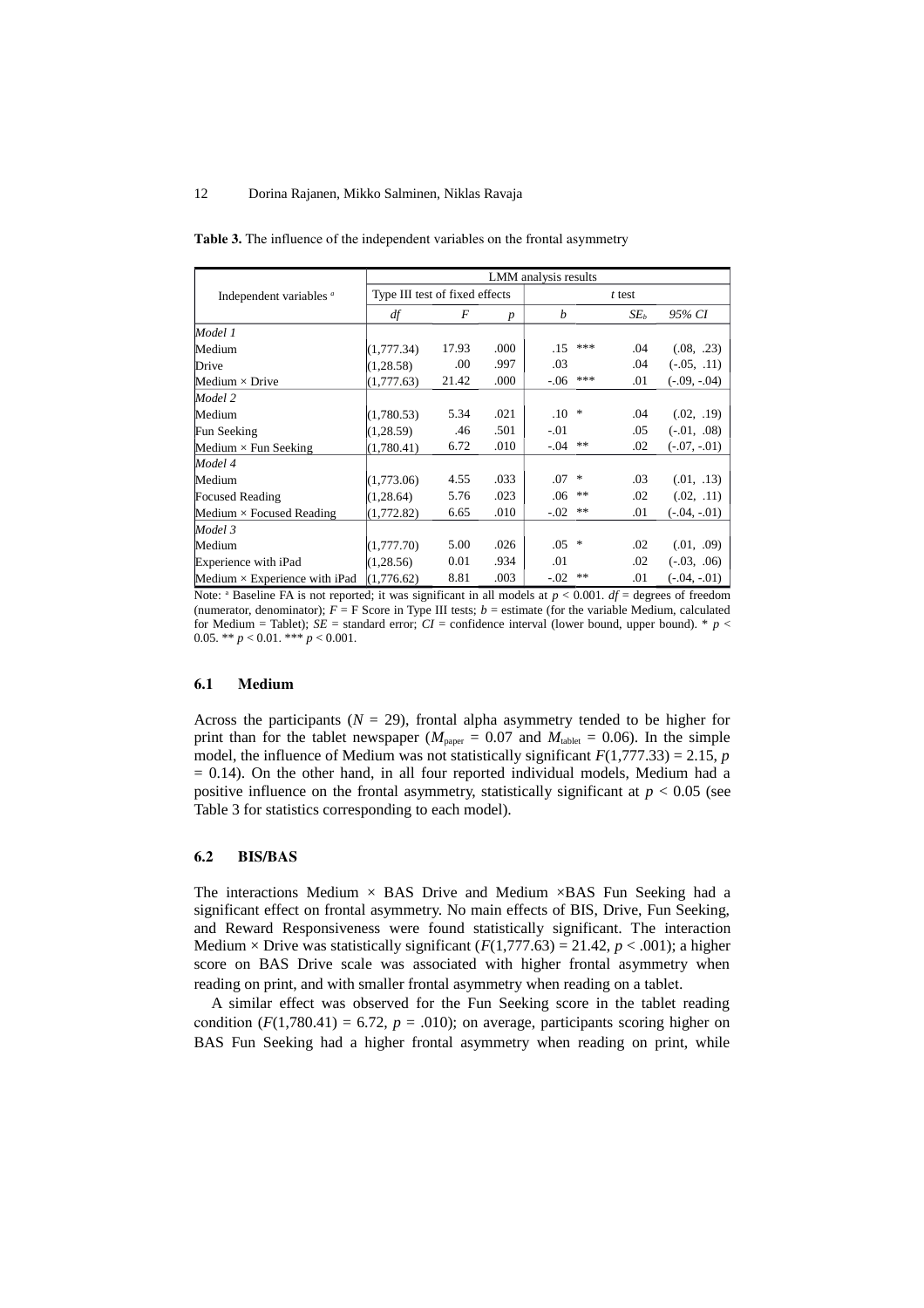**Table 3.** The influence of the independent variables on the frontal asymmetry

| Independent variables [a] | LMM analysis results | | | | | | |
|---|---|---|---|---|---|---|---|
| | Type III test of fixed effects | | | *t* test | | | |
| | *df* | *F* | *p* | *b* | | $SE_b$ | *95% CI* |
| *Model 1* | | | | | | | |
| Medium | (1,777.34) | 17.93 | .000 | .15 | *** | .04 | (.08, .23) |
| Drive | (1,28.58) | .00 | .997 | .03 | | .04 | (-.05, .11) |
| Medium × Drive | (1,777.63) | 21.42 | .000 | -.06 | *** | .01 | (-.09, -.04) |
| *Model 2* | | | | | | | |
| Medium | (1,780.53) | 5.34 | .021 | .10 | * | .04 | (.02, .19) |
| Fun Seeking | (1,28.59) | .46 | .501 | -.01 | | .05 | (-.01, .08) |
| Medium × Fun Seeking | (1,780.41) | 6.72 | .010 | -.04 | ** | .02 | (-.07, -.01) |
| *Model 4* | | | | | | | |
| Medium | (1,773.06) | 4.55 | .033 | .07 | * | .03 | (.01, .13) |
| Focused Reading | (1,28.64) | 5.76 | .023 | .06 | ** | .02 | (.02, .11) |
| Medium × Focused Reading | (1,772.82) | 6.65 | .010 | -.02 | ** | .01 | (-.04, -.01) |
| *Model 3* | | | | | | | |
| Medium | (1,777.70) | 5.00 | .026 | .05 | * | .02 | (.01, .09) |
| Experience with iPad | (1,28.56) | 0.01 | .934 | .01 | | .02 | (-.03, .06) |
| Medium × Experience with iPad | (1,776.62) | 8.81 | .003 | -.02 | ** | .01 | (-.04, -.01) |

Note: [a] Baseline FA is not reported; it was significant in all models at $p < 0.001$. *df* = degrees of freedom (numerator, denominator); *F* = F Score in Type III tests; *b* = estimate (for the variable Medium, calculated for Medium = Tablet); *SE* = standard error; *CI* = confidence interval (lower bound, upper bound). * $p < 0.05$. ** $p < 0.01$. *** $p < 0.001$.

### 6.1 Medium

Across the participants ($N = 29$), frontal alpha asymmetry tended to be higher for print than for the tablet newspaper ($M_{paper} = 0.07$ and $M_{tablet} = 0.06$). In the simple model, the influence of Medium was not statistically significant $F(1,777.33) = 2.15$, $p = 0.14$). On the other hand, in all four reported individual models, Medium had a positive influence on the frontal asymmetry, statistically significant at $p < 0.05$ (see Table 3 for statistics corresponding to each model).

### 6.2 BIS/BAS

The interactions Medium × BAS Drive and Medium ×BAS Fun Seeking had a significant effect on frontal asymmetry. No main effects of BIS, Drive, Fun Seeking, and Reward Responsiveness were found statistically significant. The interaction Medium × Drive was statistically significant ($F(1,777.63) = 21.42$, $p < .001$); a higher score on BAS Drive scale was associated with higher frontal asymmetry when reading on print, and with smaller frontal asymmetry when reading on a tablet.

A similar effect was observed for the Fun Seeking score in the tablet reading condition ($F(1,780.41) = 6.72$, $p = .010$); on average, participants scoring higher on BAS Fun Seeking had a higher frontal asymmetry when reading on print, while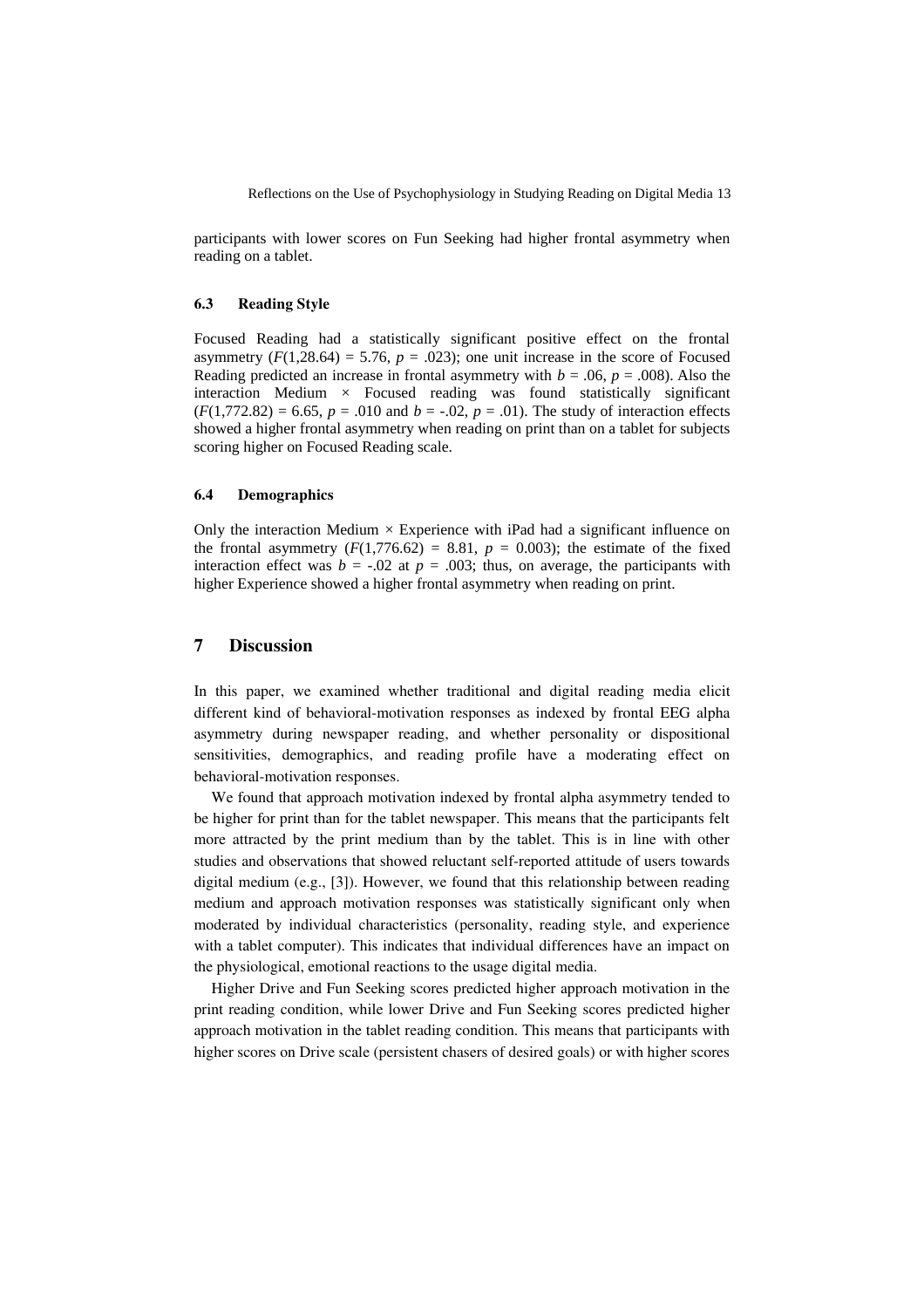participants with lower scores on Fun Seeking had higher frontal asymmetry when reading on a tablet.

### 6.3 Reading Style

Focused Reading had a statistically significant positive effect on the frontal asymmetry ($F(1,28.64) = 5.76$, $p = .023$); one unit increase in the score of Focused Reading predicted an increase in frontal asymmetry with $b = .06$, $p = .008$). Also the interaction Medium × Focused reading was found statistically significant ($F(1,772.82) = 6.65$, $p = .010$ and $b = -.02$, $p = .01$). The study of interaction effects showed a higher frontal asymmetry when reading on print than on a tablet for subjects scoring higher on Focused Reading scale.

### 6.4 Demographics

Only the interaction Medium × Experience with iPad had a significant influence on the frontal asymmetry ($F(1,776.62) = 8.81$, $p = 0.003$); the estimate of the fixed interaction effect was $b = -.02$ at $p = .003$; thus, on average, the participants with higher Experience showed a higher frontal asymmetry when reading on print.

## 7 Discussion

In this paper, we examined whether traditional and digital reading media elicit different kind of behavioral-motivation responses as indexed by frontal EEG alpha asymmetry during newspaper reading, and whether personality or dispositional sensitivities, demographics, and reading profile have a moderating effect on behavioral-motivation responses.

We found that approach motivation indexed by frontal alpha asymmetry tended to be higher for print than for the tablet newspaper. This means that the participants felt more attracted by the print medium than by the tablet. This is in line with other studies and observations that showed reluctant self-reported attitude of users towards digital medium (e.g., [3]). However, we found that this relationship between reading medium and approach motivation responses was statistically significant only when moderated by individual characteristics (personality, reading style, and experience with a tablet computer). This indicates that individual differences have an impact on the physiological, emotional reactions to the usage digital media.

Higher Drive and Fun Seeking scores predicted higher approach motivation in the print reading condition, while lower Drive and Fun Seeking scores predicted higher approach motivation in the tablet reading condition. This means that participants with higher scores on Drive scale (persistent chasers of desired goals) or with higher scores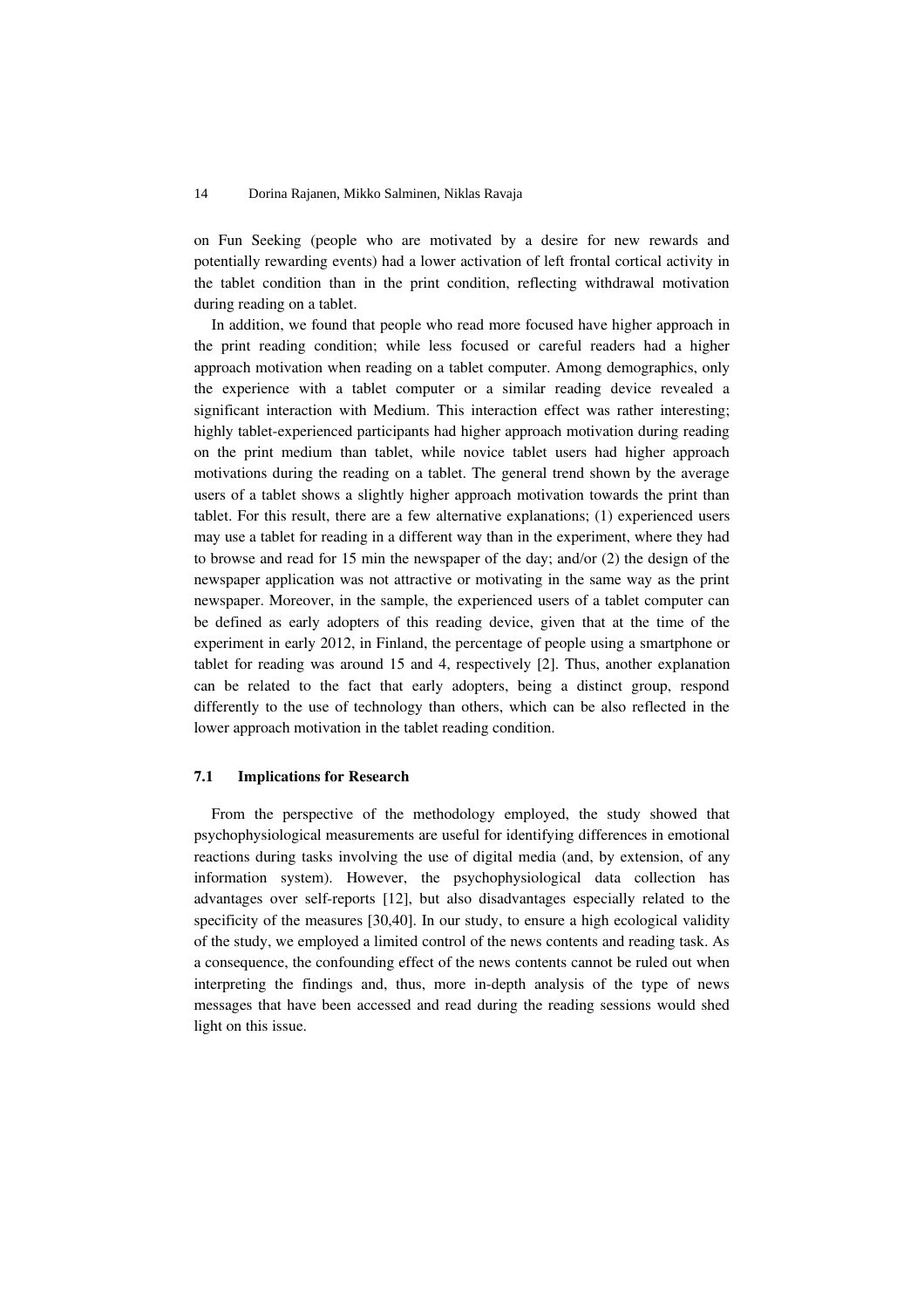on Fun Seeking (people who are motivated by a desire for new rewards and potentially rewarding events) had a lower activation of left frontal cortical activity in the tablet condition than in the print condition, reflecting withdrawal motivation during reading on a tablet.

In addition, we found that people who read more focused have higher approach in the print reading condition; while less focused or careful readers had a higher approach motivation when reading on a tablet computer. Among demographics, only the experience with a tablet computer or a similar reading device revealed a significant interaction with Medium. This interaction effect was rather interesting; highly tablet-experienced participants had higher approach motivation during reading on the print medium than tablet, while novice tablet users had higher approach motivations during the reading on a tablet. The general trend shown by the average users of a tablet shows a slightly higher approach motivation towards the print than tablet. For this result, there are a few alternative explanations; (1) experienced users may use a tablet for reading in a different way than in the experiment, where they had to browse and read for 15 min the newspaper of the day; and/or (2) the design of the newspaper application was not attractive or motivating in the same way as the print newspaper. Moreover, in the sample, the experienced users of a tablet computer can be defined as early adopters of this reading device, given that at the time of the experiment in early 2012, in Finland, the percentage of people using a smartphone or tablet for reading was around 15 and 4, respectively [2]. Thus, another explanation can be related to the fact that early adopters, being a distinct group, respond differently to the use of technology than others, which can be also reflected in the lower approach motivation in the tablet reading condition.

### 7.1 Implications for Research

From the perspective of the methodology employed, the study showed that psychophysiological measurements are useful for identifying differences in emotional reactions during tasks involving the use of digital media (and, by extension, of any information system). However, the psychophysiological data collection has advantages over self-reports [12], but also disadvantages especially related to the specificity of the measures [30,40]. In our study, to ensure a high ecological validity of the study, we employed a limited control of the news contents and reading task. As a consequence, the confounding effect of the news contents cannot be ruled out when interpreting the findings and, thus, more in-depth analysis of the type of news messages that have been accessed and read during the reading sessions would shed light on this issue.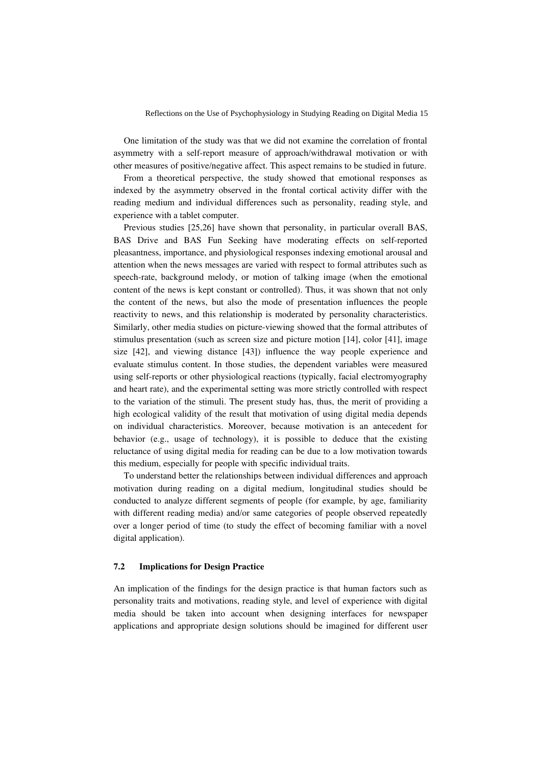One limitation of the study was that we did not examine the correlation of frontal asymmetry with a self-report measure of approach/withdrawal motivation or with other measures of positive/negative affect. This aspect remains to be studied in future.

From a theoretical perspective, the study showed that emotional responses as indexed by the asymmetry observed in the frontal cortical activity differ with the reading medium and individual differences such as personality, reading style, and experience with a tablet computer.

Previous studies [25,26] have shown that personality, in particular overall BAS, BAS Drive and BAS Fun Seeking have moderating effects on self-reported pleasantness, importance, and physiological responses indexing emotional arousal and attention when the news messages are varied with respect to formal attributes such as speech-rate, background melody, or motion of talking image (when the emotional content of the news is kept constant or controlled). Thus, it was shown that not only the content of the news, but also the mode of presentation influences the people reactivity to news, and this relationship is moderated by personality characteristics. Similarly, other media studies on picture-viewing showed that the formal attributes of stimulus presentation (such as screen size and picture motion [14], color [41], image size [42], and viewing distance [43]) influence the way people experience and evaluate stimulus content. In those studies, the dependent variables were measured using self-reports or other physiological reactions (typically, facial electromyography and heart rate), and the experimental setting was more strictly controlled with respect to the variation of the stimuli. The present study has, thus, the merit of providing a high ecological validity of the result that motivation of using digital media depends on individual characteristics. Moreover, because motivation is an antecedent for behavior (e.g., usage of technology), it is possible to deduce that the existing reluctance of using digital media for reading can be due to a low motivation towards this medium, especially for people with specific individual traits.

To understand better the relationships between individual differences and approach motivation during reading on a digital medium, longitudinal studies should be conducted to analyze different segments of people (for example, by age, familiarity with different reading media) and/or same categories of people observed repeatedly over a longer period of time (to study the effect of becoming familiar with a novel digital application).

### 7.2 Implications for Design Practice

An implication of the findings for the design practice is that human factors such as personality traits and motivations, reading style, and level of experience with digital media should be taken into account when designing interfaces for newspaper applications and appropriate design solutions should be imagined for different user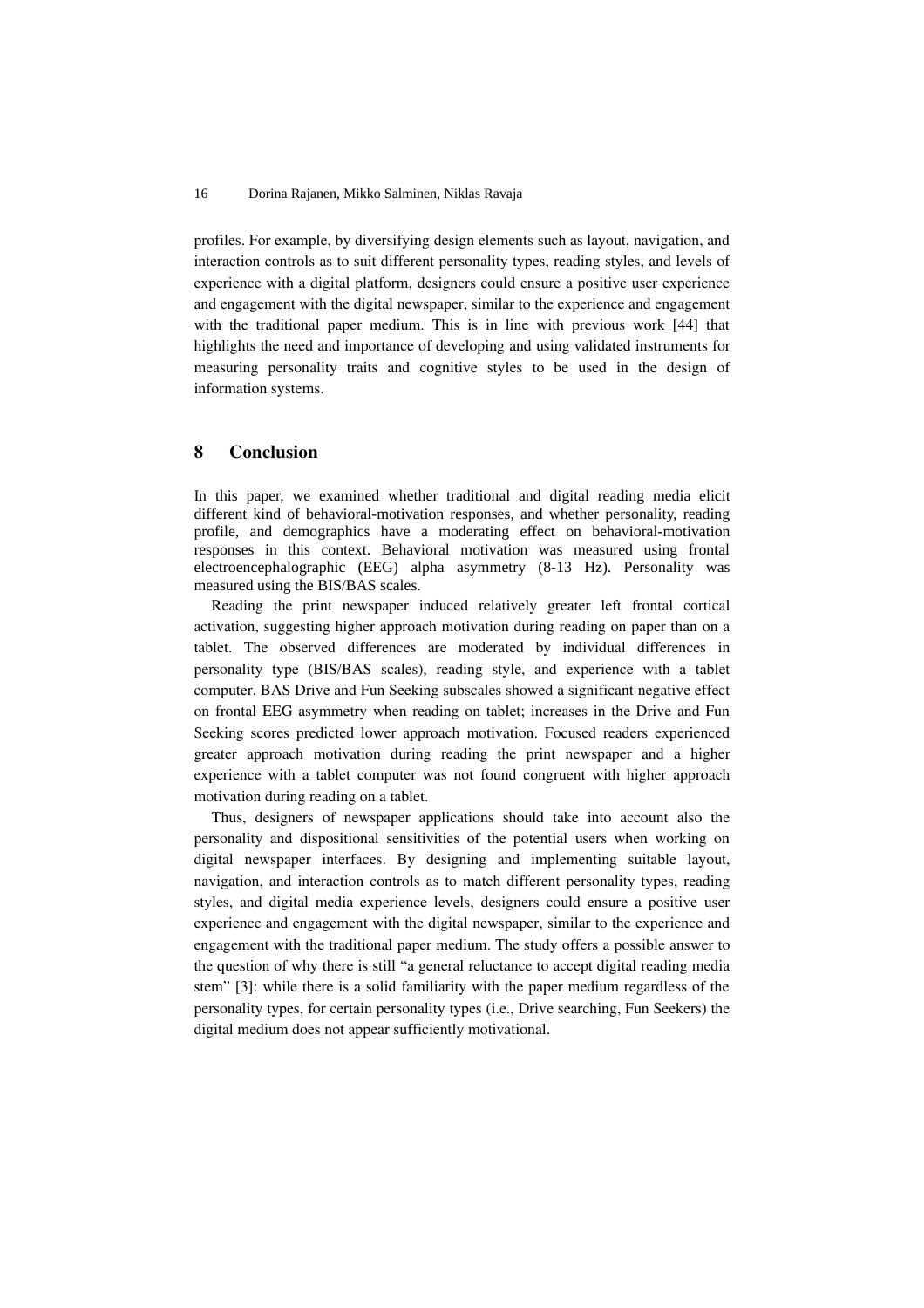profiles. For example, by diversifying design elements such as layout, navigation, and interaction controls as to suit different personality types, reading styles, and levels of experience with a digital platform, designers could ensure a positive user experience and engagement with the digital newspaper, similar to the experience and engagement with the traditional paper medium. This is in line with previous work [44] that highlights the need and importance of developing and using validated instruments for measuring personality traits and cognitive styles to be used in the design of information systems.

## 8 Conclusion

In this paper, we examined whether traditional and digital reading media elicit different kind of behavioral-motivation responses, and whether personality, reading profile, and demographics have a moderating effect on behavioral-motivation responses in this context. Behavioral motivation was measured using frontal electroencephalographic (EEG) alpha asymmetry (8-13 Hz). Personality was measured using the BIS/BAS scales.

Reading the print newspaper induced relatively greater left frontal cortical activation, suggesting higher approach motivation during reading on paper than on a tablet. The observed differences are moderated by individual differences in personality type (BIS/BAS scales), reading style, and experience with a tablet computer. BAS Drive and Fun Seeking subscales showed a significant negative effect on frontal EEG asymmetry when reading on tablet; increases in the Drive and Fun Seeking scores predicted lower approach motivation. Focused readers experienced greater approach motivation during reading the print newspaper and a higher experience with a tablet computer was not found congruent with higher approach motivation during reading on a tablet.

Thus, designers of newspaper applications should take into account also the personality and dispositional sensitivities of the potential users when working on digital newspaper interfaces. By designing and implementing suitable layout, navigation, and interaction controls as to match different personality types, reading styles, and digital media experience levels, designers could ensure a positive user experience and engagement with the digital newspaper, similar to the experience and engagement with the traditional paper medium. The study offers a possible answer to the question of why there is still "a general reluctance to accept digital reading media stem" [3]: while there is a solid familiarity with the paper medium regardless of the personality types, for certain personality types (i.e., Drive searching, Fun Seekers) the digital medium does not appear sufficiently motivational.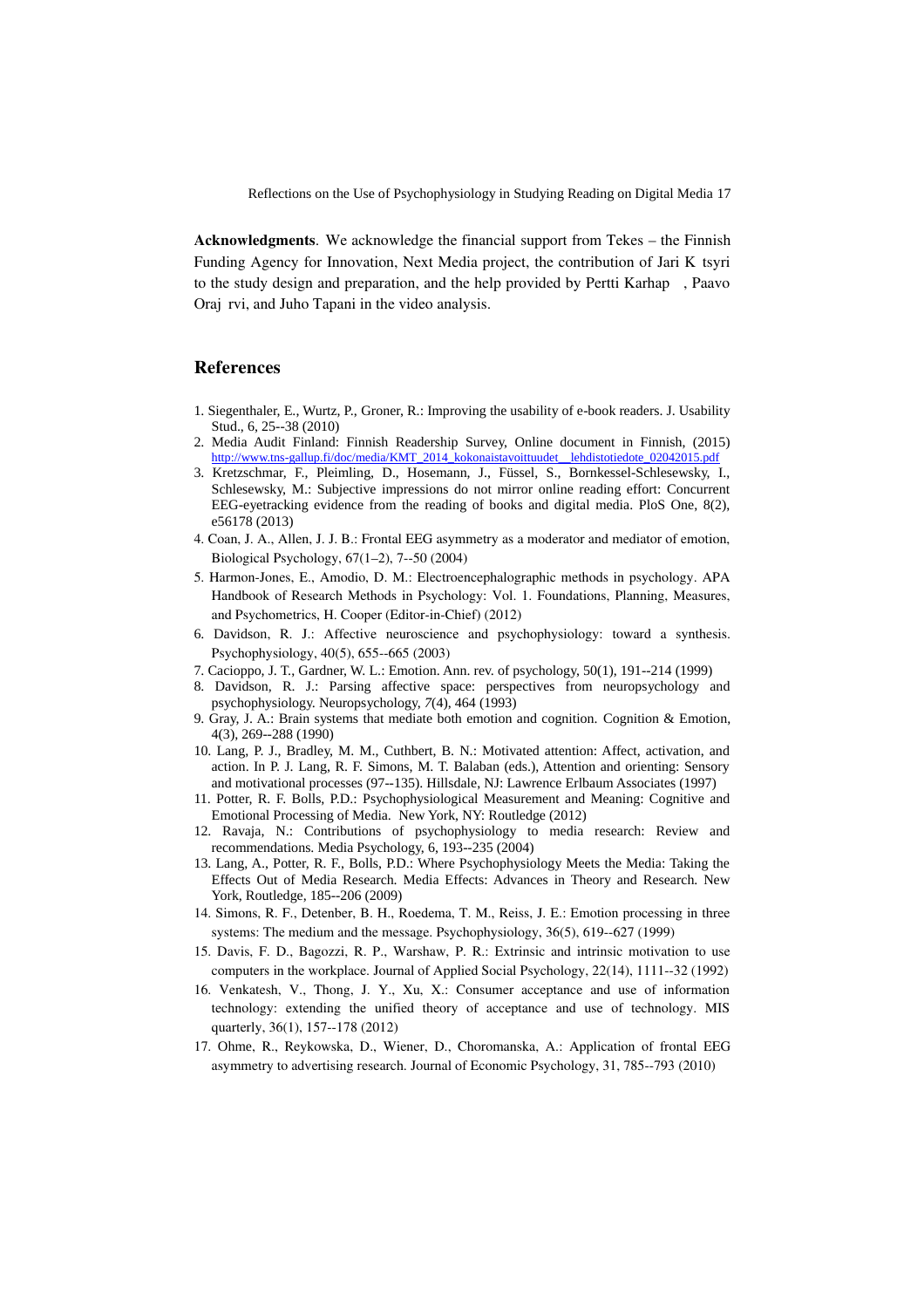**Acknowledgments**. We acknowledge the financial support from Tekes – the Finnish Funding Agency for Innovation, Next Media project, the contribution of Jari K tsyri to the study design and preparation, and the help provided by Pertti Karhap , Paavo Oraj rvi, and Juho Tapani in the video analysis.

## References

1. Siegenthaler, E., Wurtz, P., Groner, R.: Improving the usability of e-book readers. J. Usability Stud., 6, 25--38 (2010)
2. Media Audit Finland: Finnish Readership Survey, Online document in Finnish, (2015) http://www.tns-gallup.fi/doc/media/KMT_2014_kokonaistavoittuudet__lehdistotiedote_02042015.pdf
3. Kretzschmar, F., Pleimling, D., Hosemann, J., Füssel, S., Bornkessel-Schlesewsky, I., Schlesewsky, M.: Subjective impressions do not mirror online reading effort: Concurrent EEG-eyetracking evidence from the reading of books and digital media. PloS One, 8(2), e56178 (2013)
4. Coan, J. A., Allen, J. J. B.: Frontal EEG asymmetry as a moderator and mediator of emotion, Biological Psychology, 67(1–2), 7--50 (2004)
5. Harmon-Jones, E., Amodio, D. M.: Electroencephalographic methods in psychology. APA Handbook of Research Methods in Psychology: Vol. 1. Foundations, Planning, Measures, and Psychometrics, H. Cooper (Editor-in-Chief) (2012)
6. Davidson, R. J.: Affective neuroscience and psychophysiology: toward a synthesis. Psychophysiology, 40(5), 655--665 (2003)
7. Cacioppo, J. T., Gardner, W. L.: Emotion. Ann. rev. of psychology, 50(1), 191--214 (1999)
8. Davidson, R. J.: Parsing affective space: perspectives from neuropsychology and psychophysiology. Neuropsychology, *7*(4), 464 (1993)
9. Gray, J. A.: Brain systems that mediate both emotion and cognition. Cognition & Emotion, 4(3), 269--288 (1990)
10. Lang, P. J., Bradley, M. M., Cuthbert, B. N.: Motivated attention: Affect, activation, and action. In P. J. Lang, R. F. Simons, M. T. Balaban (eds.), Attention and orienting: Sensory and motivational processes (97--135). Hillsdale, NJ: Lawrence Erlbaum Associates (1997)
11. Potter, R. F. Bolls, P.D.: Psychophysiological Measurement and Meaning: Cognitive and Emotional Processing of Media. New York, NY: Routledge (2012)
12. Ravaja, N.: Contributions of psychophysiology to media research: Review and recommendations. Media Psychology, 6, 193--235 (2004)
13. Lang, A., Potter, R. F., Bolls, P.D.: Where Psychophysiology Meets the Media: Taking the Effects Out of Media Research. Media Effects: Advances in Theory and Research. New York, Routledge, 185--206 (2009)
14. Simons, R. F., Detenber, B. H., Roedema, T. M., Reiss, J. E.: Emotion processing in three systems: The medium and the message. Psychophysiology, 36(5), 619--627 (1999)
15. Davis, F. D., Bagozzi, R. P., Warshaw, P. R.: Extrinsic and intrinsic motivation to use computers in the workplace. Journal of Applied Social Psychology, 22(14), 1111--32 (1992)
16. Venkatesh, V., Thong, J. Y., Xu, X.: Consumer acceptance and use of information technology: extending the unified theory of acceptance and use of technology. MIS quarterly, 36(1), 157--178 (2012)
17. Ohme, R., Reykowska, D., Wiener, D., Choromanska, A.: Application of frontal EEG asymmetry to advertising research. Journal of Economic Psychology, 31, 785--793 (2010)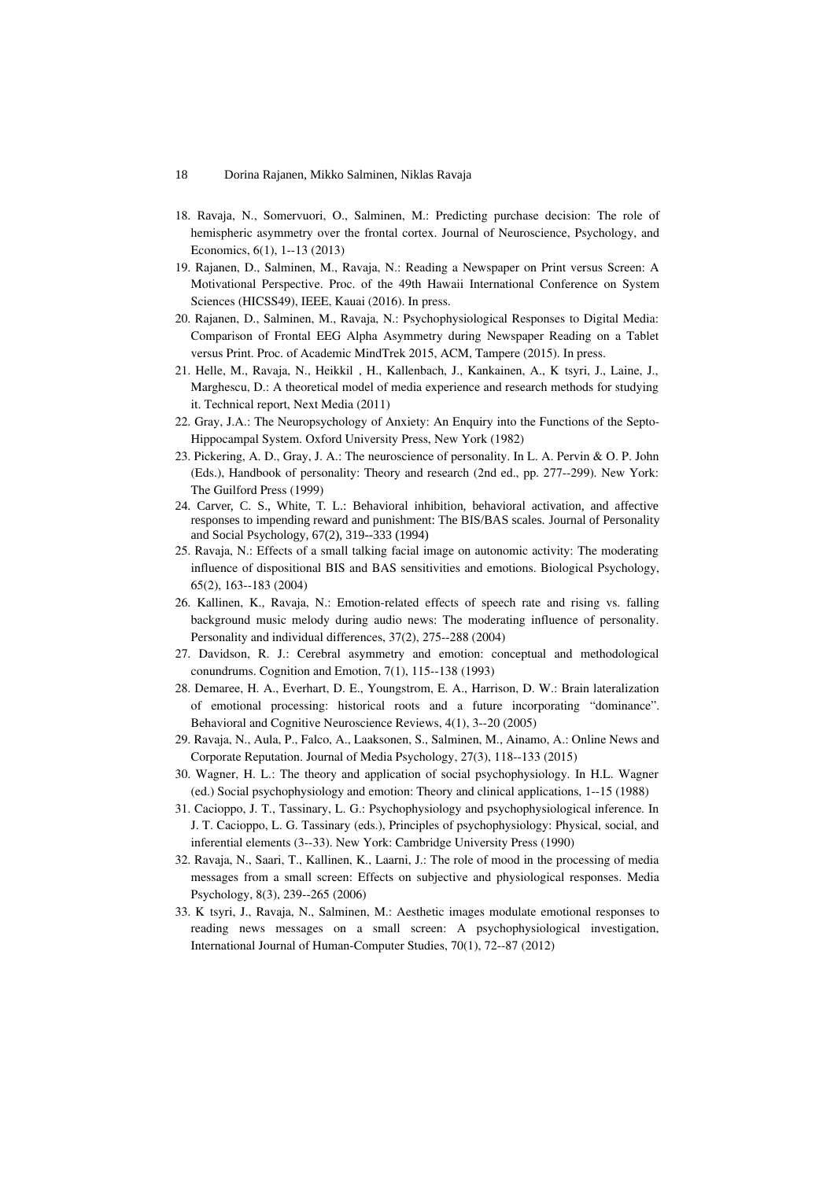18. Ravaja, N., Somervuori, O., Salminen, M.: Predicting purchase decision: The role of hemispheric asymmetry over the frontal cortex. Journal of Neuroscience, Psychology, and Economics, 6(1), 1--13 (2013)
19. Rajanen, D., Salminen, M., Ravaja, N.: Reading a Newspaper on Print versus Screen: A Motivational Perspective. Proc. of the 49th Hawaii International Conference on System Sciences (HICSS49), IEEE, Kauai (2016). In press.
20. Rajanen, D., Salminen, M., Ravaja, N.: Psychophysiological Responses to Digital Media: Comparison of Frontal EEG Alpha Asymmetry during Newspaper Reading on a Tablet versus Print. Proc. of Academic MindTrek 2015, ACM, Tampere (2015). In press.
21. Helle, M., Ravaja, N., Heikkil , H., Kallenbach, J., Kankainen, A., K tsyri, J., Laine, J., Marghescu, D.: A theoretical model of media experience and research methods for studying it. Technical report, Next Media (2011)
22. Gray, J.A.: The Neuropsychology of Anxiety: An Enquiry into the Functions of the Septo-Hippocampal System. Oxford University Press, New York (1982)
23. Pickering, A. D., Gray, J. A.: The neuroscience of personality. In L. A. Pervin & O. P. John (Eds.), Handbook of personality: Theory and research (2nd ed., pp. 277--299). New York: The Guilford Press (1999)
24. Carver, C. S., White, T. L.: Behavioral inhibition, behavioral activation, and affective responses to impending reward and punishment: The BIS/BAS scales. Journal of Personality and Social Psychology, 67(2), 319--333 (1994)
25. Ravaja, N.: Effects of a small talking facial image on autonomic activity: The moderating influence of dispositional BIS and BAS sensitivities and emotions. Biological Psychology, 65(2), 163--183 (2004)
26. Kallinen, K., Ravaja, N.: Emotion-related effects of speech rate and rising vs. falling background music melody during audio news: The moderating influence of personality. Personality and individual differences, 37(2), 275--288 (2004)
27. Davidson, R. J.: Cerebral asymmetry and emotion: conceptual and methodological conundrums. Cognition and Emotion, 7(1), 115--138 (1993)
28. Demaree, H. A., Everhart, D. E., Youngstrom, E. A., Harrison, D. W.: Brain lateralization of emotional processing: historical roots and a future incorporating “dominance”. Behavioral and Cognitive Neuroscience Reviews, 4(1), 3--20 (2005)
29. Ravaja, N., Aula, P., Falco, A., Laaksonen, S., Salminen, M., Ainamo, A.: Online News and Corporate Reputation. Journal of Media Psychology, 27(3), 118--133 (2015)
30. Wagner, H. L.: The theory and application of social psychophysiology. In H.L. Wagner (ed.) Social psychophysiology and emotion: Theory and clinical applications, 1--15 (1988)
31. Cacioppo, J. T., Tassinary, L. G.: Psychophysiology and psychophysiological inference. In J. T. Cacioppo, L. G. Tassinary (eds.), Principles of psychophysiology: Physical, social, and inferential elements (3--33). New York: Cambridge University Press (1990)
32. Ravaja, N., Saari, T., Kallinen, K., Laarni, J.: The role of mood in the processing of media messages from a small screen: Effects on subjective and physiological responses. Media Psychology, 8(3), 239--265 (2006)
33. K tsyri, J., Ravaja, N., Salminen, M.: Aesthetic images modulate emotional responses to reading news messages on a small screen: A psychophysiological investigation, International Journal of Human-Computer Studies, 70(1), 72--87 (2012)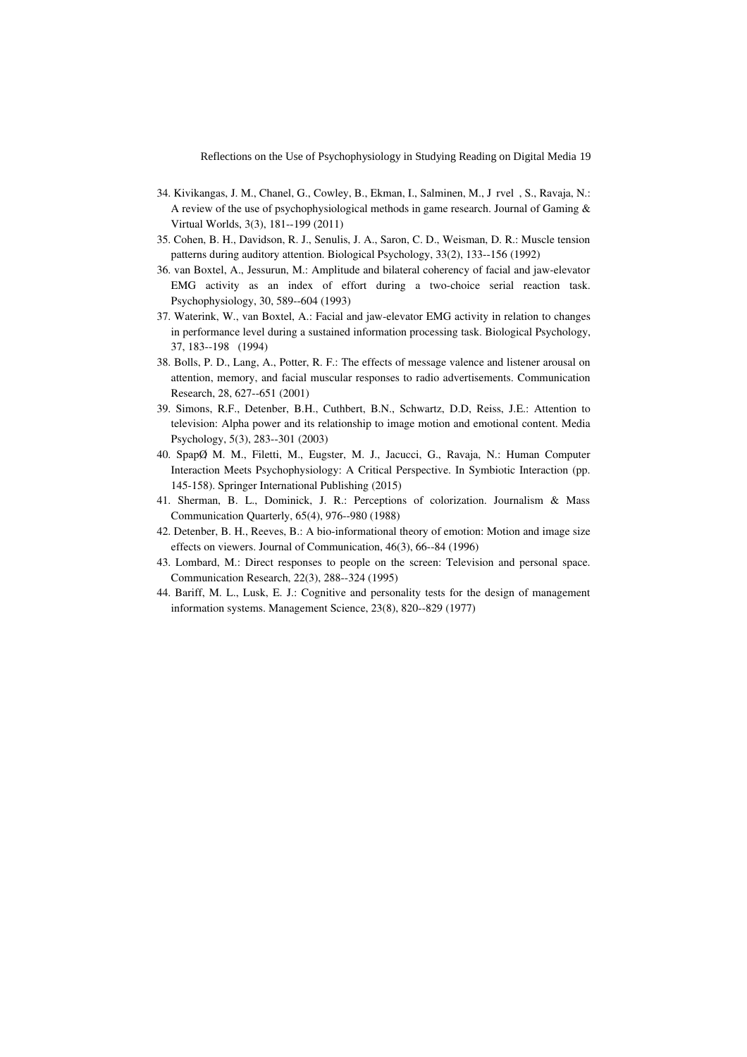34. Kivikangas, J. M., Chanel, G., Cowley, B., Ekman, I., Salminen, M., J rvel , S., Ravaja, N.: A review of the use of psychophysiological methods in game research. Journal of Gaming & Virtual Worlds, 3(3), 181--199 (2011)
35. Cohen, B. H., Davidson, R. J., Senulis, J. A., Saron, C. D., Weisman, D. R.: Muscle tension patterns during auditory attention. Biological Psychology, 33(2), 133--156 (1992)
36. van Boxtel, A., Jessurun, M.: Amplitude and bilateral coherency of facial and jaw-elevator EMG activity as an index of effort during a two-choice serial reaction task. Psychophysiology, 30, 589--604 (1993)
37. Waterink, W., van Boxtel, A.: Facial and jaw-elevator EMG activity in relation to changes in performance level during a sustained information processing task. Biological Psychology, 37, 183--198 (1994)
38. Bolls, P. D., Lang, A., Potter, R. F.: The effects of message valence and listener arousal on attention, memory, and facial muscular responses to radio advertisements. Communication Research, 28, 627--651 (2001)
39. Simons, R.F., Detenber, B.H., Cuthbert, B.N., Schwartz, D.D, Reiss, J.E.: Attention to television: Alpha power and its relationship to image motion and emotional content. Media Psychology, 5(3), 283--301 (2003)
40. SpapØ M. M., Filetti, M., Eugster, M. J., Jacucci, G., Ravaja, N.: Human Computer Interaction Meets Psychophysiology: A Critical Perspective. In Symbiotic Interaction (pp. 145-158). Springer International Publishing (2015)
41. Sherman, B. L., Dominick, J. R.: Perceptions of colorization. Journalism & Mass Communication Quarterly, 65(4), 976--980 (1988)
42. Detenber, B. H., Reeves, B.: A bio-informational theory of emotion: Motion and image size effects on viewers. Journal of Communication, 46(3), 66--84 (1996)
43. Lombard, M.: Direct responses to people on the screen: Television and personal space. Communication Research, 22(3), 288--324 (1995)
44. Bariff, M. L., Lusk, E. J.: Cognitive and personality tests for the design of management information systems. Management Science, 23(8), 820--829 (1977)